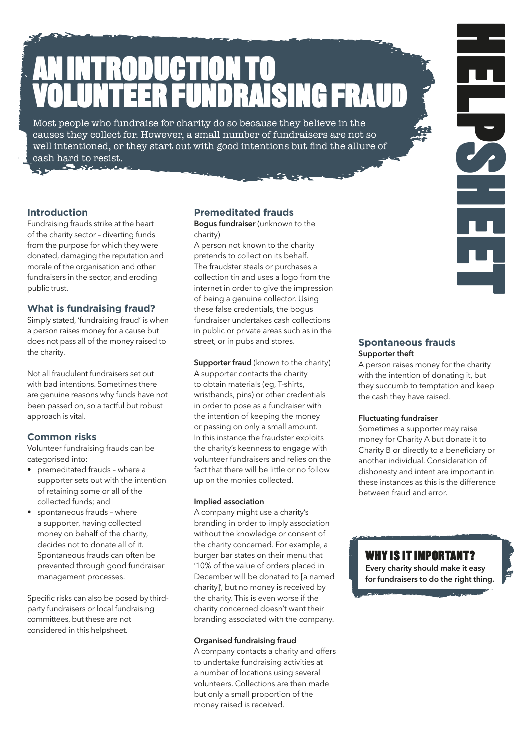# AN INTRODUCTION TO VOLUNTEER FUNDRAISING FRAUD

Most people who fundraise for charity do so because they believe in the causes they collect for. However, a small number of fundraisers are not so well intentioned, or they start out with good intentions but find the allure of cash hard to resist.

HELPSHEET

## Introduction

Fundraising frauds strike at the heart of the charity sector – diverting funds from the purpose for which they were donated, damaging the reputation and morale of the organisation and other fundraisers in the sector, and eroding public trust.

## What is fundraising fraud?

Simply stated, 'fundraising fraud' is when a person raises money for a cause but does not pass all of the money raised to the charity.

Not all fraudulent fundraisers set out with bad intentions. Sometimes there are genuine reasons why funds have not been passed on, so a tactful but robust approach is vital.

## Common risks

Volunteer fundraising frauds can be categorised into:

- premeditated frauds – where a supporter sets out with the intention of retaining some or all of the collected funds; and
- spontaneous frauds – where a supporter, having collected money on behalf of the charity, decides not to donate all of it. Spontaneous frauds can often be prevented through good fundraiser management processes.

Specific risks can also be posed by third-party fundraisers or local fundraising committees, but these are not considered in this helpsheet.

## Premeditated frauds

**Bogus fundraiser** (unknown to the charity)
A person not known to the charity pretends to collect on its behalf. The fraudster steals or purchases a collection tin and uses a logo from the internet in order to give the impression of being a genuine collector. Using these false credentials, the bogus fundraiser undertakes cash collections in public or private areas such as in the street, or in pubs and stores.

**Supporter fraud** (known to the charity)
A supporter contacts the charity to obtain materials (eg, T-shirts, wristbands, pins) or other credentials in order to pose as a fundraiser with the intention of keeping the money or passing on only a small amount. In this instance the fraudster exploits the charity's keenness to engage with volunteer fundraisers and relies on the fact that there will be little or no follow up on the monies collected.

**Implied association**
A company might use a charity's branding in order to imply association without the knowledge or consent of the charity concerned. For example, a burger bar states on their menu that '10% of the value of orders placed in December will be donated to [a named charity]', but no money is received by the charity. This is even worse if the charity concerned doesn't want their branding associated with the company.

**Organised fundraising fraud**
A company contacts a charity and offers to undertake fundraising activities at a number of locations using several volunteers. Collections are then made but only a small proportion of the money raised is received.

## Spontaneous frauds

**Supporter theft**
A person raises money for the charity with the intention of donating it, but they succumb to temptation and keep the cash they have raised.

**Fluctuating fundraiser**
Sometimes a supporter may raise money for Charity A but donate it to Charity B or directly to a beneficiary or another individual. Consideration of dishonesty and intent are important in these instances as this is the difference between fraud and error.

## WHY IS IT IMPORTANT?

**Every charity should make it easy for fundraisers to do the right thing.**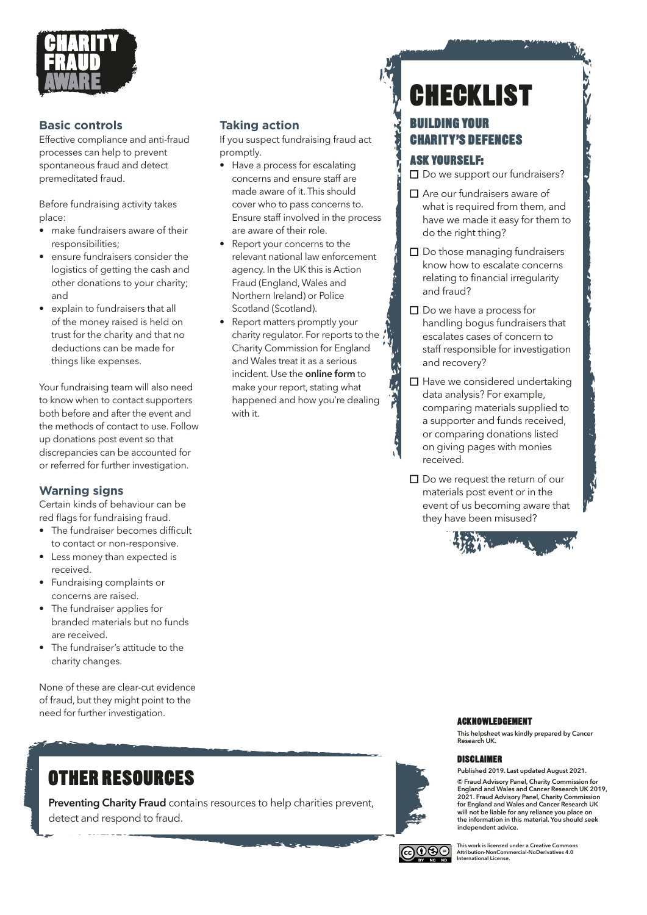# CHARITY FRAUD AWARE

## Basic controls

Effective compliance and anti-fraud processes can help to prevent spontaneous fraud and detect premeditated fraud.

Before fundraising activity takes place:

- make fundraisers aware of their responsibilities;
- ensure fundraisers consider the logistics of getting the cash and other donations to your charity; and
- explain to fundraisers that all of the money raised is held on trust for the charity and that no deductions can be made for things like expenses.

Your fundraising team will also need to know when to contact supporters both before and after the event and the methods of contact to use. Follow up donations post event so that discrepancies can be accounted for or referred for further investigation.

## Warning signs

Certain kinds of behaviour can be red flags for fundraising fraud.

- The fundraiser becomes difficult to contact or non-responsive.
- Less money than expected is received.
- Fundraising complaints or concerns are raised.
- The fundraiser applies for branded materials but no funds are received.
- The fundraiser's attitude to the charity changes.

None of these are clear-cut evidence of fraud, but they might point to the need for further investigation.

## Taking action

If you suspect fundraising fraud act promptly.

- Have a process for escalating concerns and ensure staff are made aware of it. This should cover who to pass concerns to. Ensure staff involved in the process are aware of their role.
- Report your concerns to the relevant national law enforcement agency. In the UK this is Action Fraud (England, Wales and Northern Ireland) or Police Scotland (Scotland).
- Report matters promptly your charity regulator. For reports to the Charity Commission for England and Wales treat it as a serious incident. Use the **online form** to make your report, stating what happened and how you're dealing with it.

# CHECKLIST

## BUILDING YOUR CHARITY'S DEFENCES

### ASK YOURSELF:

- [ ] Do we support our fundraisers?
- [ ] Are our fundraisers aware of what is required from them, and have we made it easy for them to do the right thing?
- [ ] Do those managing fundraisers know how to escalate concerns relating to financial irregularity and fraud?
- [ ] Do we have a process for handling bogus fundraisers that escalates cases of concern to staff responsible for investigation and recovery?
- [ ] Have we considered undertaking data analysis? For example, comparing materials supplied to a supporter and funds received, or comparing donations listed on giving pages with monies received.
- [ ] Do we request the return of our materials post event or in the event of us becoming aware that they have been misused?

# OTHER RESOURCES

**Preventing Charity Fraud** contains resources to help charities prevent, detect and respond to fraud.

### ACKNOWLEDGEMENT

This helpsheet was kindly prepared by Cancer Research UK.

### DISCLAIMER

Published 2019. Last updated August 2021.

© Fraud Advisory Panel, Charity Commission for England and Wales and Cancer Research UK 2019, 2021. Fraud Advisory Panel, Charity Commission for England and Wales and Cancer Research UK will not be liable for any reliance you place on the information in this material. You should seek independent advice.

This work is licensed under a Creative Commons Attribution-NonCommercial-NoDerivatives 4.0 International License.